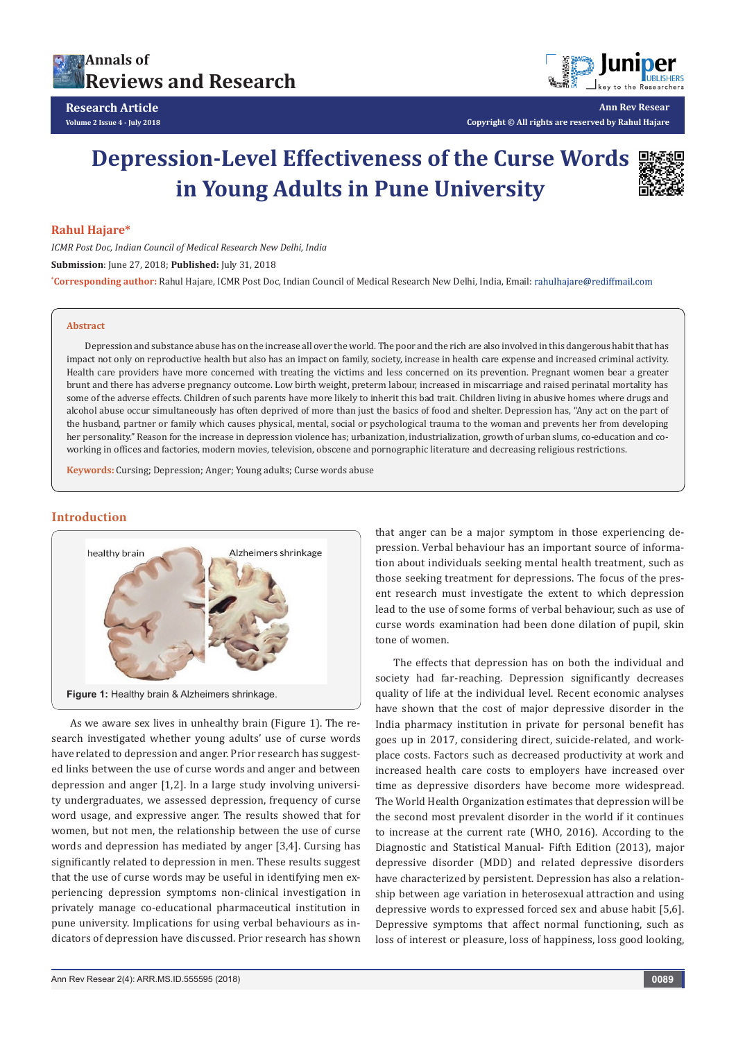# Depression-Level Effectiveness of the Curse Words in Young Adults in Pune University

**Rahul Hajare***

*ICMR Post Doc, Indian Council of Medical Research New Delhi, India*

**Submission**: June 27, 2018; **Published:** July 31, 2018

***Corresponding author:** Rahul Hajare, ICMR Post Doc, Indian Council of Medical Research New Delhi, India, Email: rahulhajare@rediffmail.com

## Abstract

Depression and substance abuse has on the increase all over the world. The poor and the rich are also involved in this dangerous habit that has impact not only on reproductive health but also has an impact on family, society, increase in health care expense and increased criminal activity. Health care providers have more concerned with treating the victims and less concerned on its prevention. Pregnant women bear a greater brunt and there has adverse pregnancy outcome. Low birth weight, preterm labour, increased in miscarriage and raised perinatal mortality has some of the adverse effects. Children of such parents have more likely to inherit this bad trait. Children living in abusive homes where drugs and alcohol abuse occur simultaneously has often deprived of more than just the basics of food and shelter. Depression has, "Any act on the part of the husband, partner or family which causes physical, mental, social or psychological trauma to the woman and prevents her from developing her personality." Reason for the increase in depression violence has; urbanization, industrialization, growth of urban slums, co-education and co-working in offices and factories, modern movies, television, obscene and pornographic literature and decreasing religious restrictions.

**Keywords:** Cursing; Depression; Anger; Young adults; Curse words abuse

## Introduction

**Figure 1:** Healthy brain & Alzheimers shrinkage.

As we aware sex lives in unhealthy brain (Figure 1). The research investigated whether young adults' use of curse words have related to depression and anger. Prior research has suggested links between the use of curse words and anger and between depression and anger [1,2]. In a large study involving university undergraduates, we assessed depression, frequency of curse word usage, and expressive anger. The results showed that for women, but not men, the relationship between the use of curse words and depression has mediated by anger [3,4]. Cursing has significantly related to depression in men. These results suggest that the use of curse words may be useful in identifying men experiencing depression symptoms non-clinical investigation in privately manage co-educational pharmaceutical institution in pune university. Implications for using verbal behaviours as indicators of depression have discussed. Prior research has shown that anger can be a major symptom in those experiencing depression. Verbal behaviour has an important source of information about individuals seeking mental health treatment, such as those seeking treatment for depressions. The focus of the present research must investigate the extent to which depression lead to the use of some forms of verbal behaviour, such as use of curse words examination had done dilation of pupil, skin tone of women.

The effects that depression has on both the individual and society had far-reaching. Depression significantly decreases quality of life at the individual level. Recent economic analyses have shown that the cost of major depressive disorder in the India pharmacy institution in private for personal benefit has goes up in 2017, considering direct, suicide-related, and workplace costs. Factors such as decreased productivity at work and increased health care costs to employers have increased over time as depressive disorders have become more widespread. The World Health Organization estimates that depression will be the second most prevalent disorder in the world if it continues to increase at the current rate (WHO, 2016). According to the Diagnostic and Statistical Manual- Fifth Edition (2013), major depressive disorder (MDD) and related depressive disorders have characterized by persistent. Depression has also a relationship between age variation in heterosexual attraction and using depressive words to expressed forced sex and abuse habit [5,6]. Depressive symptoms that affect normal functioning, such as loss of interest or pleasure, loss of happiness, loss good looking,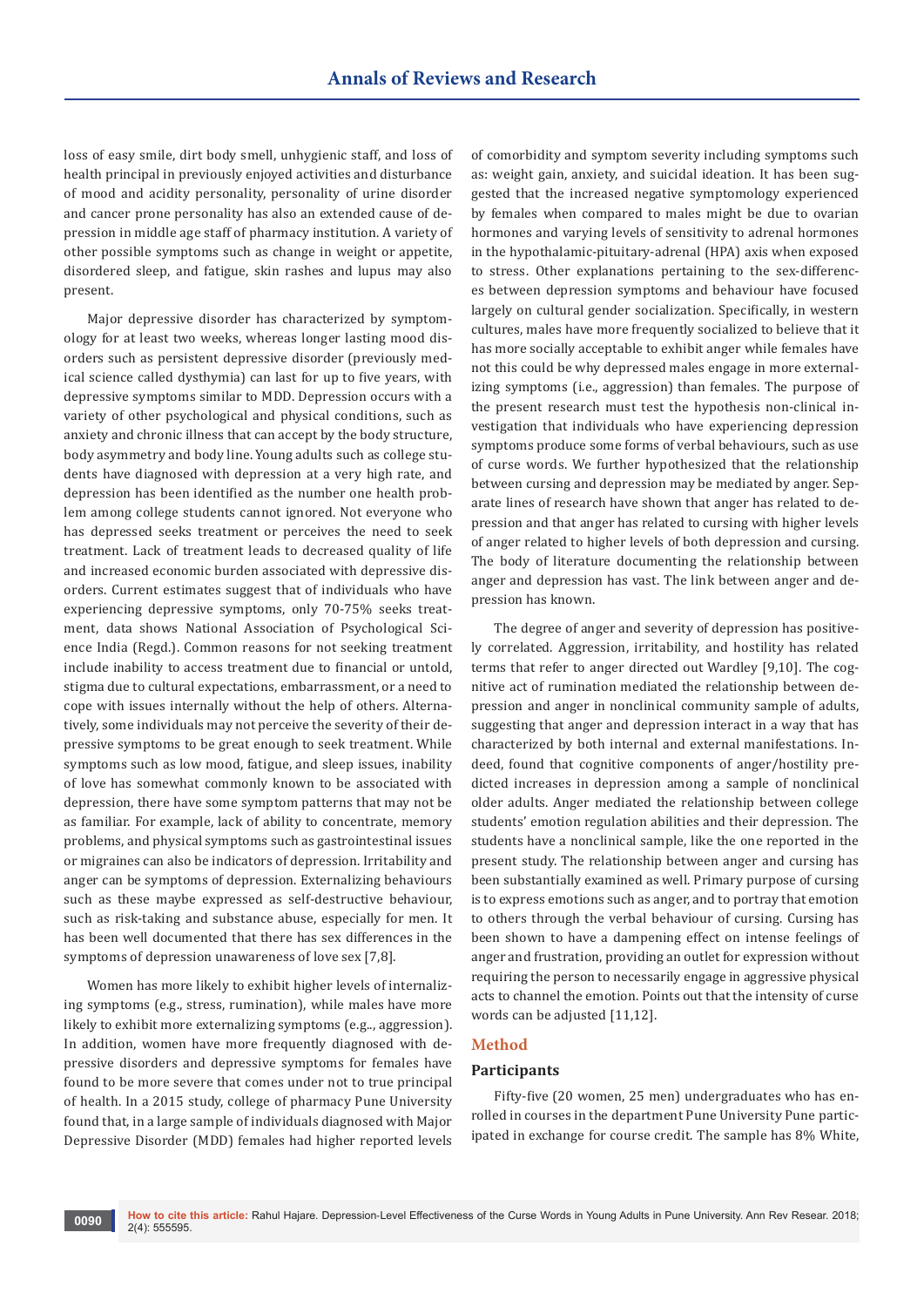loss of easy smile, dirt body smell, unhygienic staff, and loss of health principal in previously enjoyed activities and disturbance of mood and acidity personality, personality of urine disorder and cancer prone personality has also an extended cause of depression in middle age staff of pharmacy institution. A variety of other possible symptoms such as change in weight or appetite, disordered sleep, and fatigue, skin rashes and lupus may also present.

Major depressive disorder has characterized by symptomology for at least two weeks, whereas longer lasting mood disorders such as persistent depressive disorder (previously medical science called dysthymia) can last for up to five years, with depressive symptoms similar to MDD. Depression occurs with a variety of other psychological and physical conditions, such as anxiety and chronic illness that can accept by the body structure, body asymmetry and body line. Young adults such as college students have diagnosed with depression at a very high rate, and depression has been identified as the number one health problem among college students cannot ignored. Not everyone who has depressed seeks treatment or perceives the need to seek treatment. Lack of treatment leads to decreased quality of life and increased economic burden associated with depressive disorders. Current estimates suggest that of individuals who have experiencing depressive symptoms, only 70-75% seeks treatment, data shows National Association of Psychological Science India (Regd.). Common reasons for not seeking treatment include inability to access treatment due to financial or untold, stigma due to cultural expectations, embarrassment, or a need to cope with issues internally without the help of others. Alternatively, some individuals may not perceive the severity of their depressive symptoms to be great enough to seek treatment. While symptoms such as low mood, fatigue, and sleep issues, inability of love has somewhat commonly known to be associated with depression, there have some symptom patterns that may not be as familiar. For example, lack of ability to concentrate, memory problems, and physical symptoms such as gastrointestinal issues or migraines can also be indicators of depression. Irritability and anger can be symptoms of depression. Externalizing behaviours such as these maybe expressed as self-destructive behaviour, such as risk-taking and substance abuse, especially for men. It has been well documented that there has sex differences in the symptoms of depression unawareness of love sex [7,8].

Women has more likely to exhibit higher levels of internalizing symptoms (e.g., stress, rumination), while males have more likely to exhibit more externalizing symptoms (e.g.., aggression). In addition, women have more frequently diagnosed with depressive disorders and depressive symptoms for females have found to be more severe that comes under not to true principal of health. In a 2015 study, college of pharmacy Pune University found that, in a large sample of individuals diagnosed with Major Depressive Disorder (MDD) females had higher reported levels of comorbidity and symptom severity including symptoms such as: weight gain, anxiety, and suicidal ideation. It has been suggested that the increased negative symptomology experienced by females when compared to males might be due to ovarian hormones and varying levels of sensitivity to adrenal hormones in the hypothalamic-pituitary-adrenal (HPA) axis when exposed to stress. Other explanations pertaining to the sex-differences between depression symptoms and behaviour have focused largely on cultural gender socialization. Specifically, in western cultures, males have more frequently socialized to believe that it has more socially acceptable to exhibit anger while females have not this could be why depressed males engage in more externalizing symptoms (i.e., aggression) than females. The purpose of the present research must test the hypothesis non-clinical investigation that individuals who have experiencing depression symptoms produce some forms of verbal behaviours, such as use of curse words. We further hypothesized that the relationship between cursing and depression may be mediated by anger. Separate lines of research have shown that anger has related to depression and that anger has related to cursing with higher levels of anger related to higher levels of both depression and cursing. The body of literature documenting the relationship between anger and depression has vast. The link between anger and depression has known.

The degree of anger and severity of depression has positively correlated. Aggression, irritability, and hostility has related terms that refer to anger directed out Wardley [9,10]. The cognitive act of rumination mediated the relationship between depression and anger in nonclinical community sample of adults, suggesting that anger and depression interact in a way that has characterized by both internal and external manifestations. Indeed, found that cognitive components of anger/hostility predicted increases in depression among a sample of nonclinical older adults. Anger mediated the relationship between college students' emotion regulation abilities and their depression. The students have a nonclinical sample, like the one reported in the present study. The relationship between anger and cursing has been substantially examined as well. Primary purpose of cursing is to express emotions such as anger, and to portray that emotion to others through the verbal behaviour of cursing. Cursing has been shown to have a dampening effect on intense feelings of anger and frustration, providing an outlet for expression without requiring the person to necessarily engage in aggressive physical acts to channel the emotion. Points out that the intensity of curse words can be adjusted [11,12].

## Method

### Participants

Fifty-five (20 women, 25 men) undergraduates who has enrolled in courses in the department Pune University Pune participated in exchange for course credit. The sample has 8% White,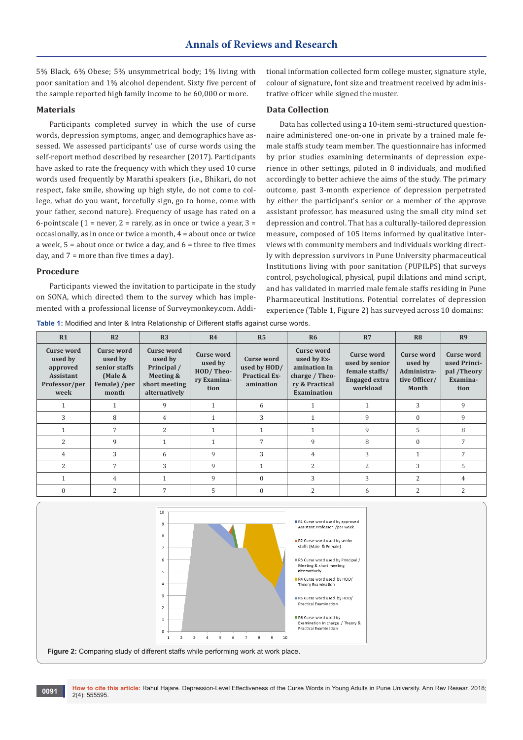5% Black, 6% Obese; 5% unsymmetrical body; 1% living with poor sanitation and 1% alcohol dependent. Sixty five percent of the sample reported high family income to be 60,000 or more.

## Materials

Participants completed survey in which the use of curse words, depression symptoms, anger, and demographics have assessed. We assessed participants' use of curse words using the self-report method described by researcher (2017). Participants have asked to rate the frequency with which they used 10 curse words used frequently by Marathi speakers (i.e., Bhikari, do not respect, fake smile, showing up high style, do not come to college, what do you want, forcefully sign, go to home, come with your father, second nature). Frequency of usage has rated on a 6-pointscale (1 = never, 2 = rarely, as in once or twice a year, 3 = occasionally, as in once or twice a month, 4 = about once or twice a week, 5 = about once or twice a day, and 6 = three to five times day, and 7 = more than five times a day).

## Procedure

Participants viewed the invitation to participate in the study on SONA, which directed them to the survey which has implemented with a professional license of Surveymonkey.com. Additional information collected form college muster, signature style, colour of signature, font size and treatment received by administrative officer while signed the muster.

## Data Collection

Data has collected using a 10-item semi-structured questionnaire administered one-on-one in private by a trained male female staffs study team member. The questionnaire has informed by prior studies examining determinants of depression experience in other settings, piloted in 8 individuals, and modified accordingly to better achieve the aims of the study. The primary outcome, past 3-month experience of depression perpetrated by either the participant's senior or a member of the approve assistant professor, has measured using the small city mind set depression and control. That has a culturally-tailored depression measure, composed of 105 items informed by qualitative interviews with community members and individuals working directly with depression survivors in Pune University pharmaceutical Institutions living with poor sanitation (PUPILPS) that surveys control, psychological, physical, pupil dilations and mind script, and has validated in married male female staffs residing in Pune Pharmaceutical Institutions. Potential correlates of depression experience (Table 1, Figure 2) has surveyed across 10 domains:

**Table 1:** Modified and Inter & Intra Relationship of Different staffs against curse words.

| R1 | R2 | R3 | R4 | R5 | R6 | R7 | R8 | R9 |
|---|---|---|---|---|---|---|---|---|
| Curse word used by approved Assistant Professor/per week | Curse word used by senior staffs (Male & Female) /per month | Curse word used by Principal / Meeting & short meeting alternatively | Curse word used by HOD/ Theory Examination | Curse word used by HOD/ Practical Examination | Curse word used by Examination In charge / Theory & Practical Examination | Curse word used by senior female staffs/ Engaged extra workload | Curse word used by Administrative Officer/ Month | Curse word used Principal /Theory Examination |
| 1 | 1 | 9 | 1 | 6 | 1 | 1 | 3 | 9 |
| 3 | 8 | 4 | 1 | 3 | 1 | 9 | 0 | 9 |
| 1 | 7 | 2 | 1 | 1 | 1 | 9 | 5 | 8 |
| 2 | 9 | 1 | 1 | 7 | 9 | 8 | 0 | 7 |
| 4 | 3 | 6 | 9 | 3 | 4 | 3 | 1 | 7 |
| 2 | 7 | 3 | 9 | 1 | 2 | 2 | 3 | 5 |
| 1 | 4 | 1 | 9 | 0 | 3 | 3 | 2 | 4 |
| 0 | 2 | 7 | 5 | 0 | 2 | 6 | 2 | 2 |

**Figure 2:** Comparing study of different staffs while performing work at work place.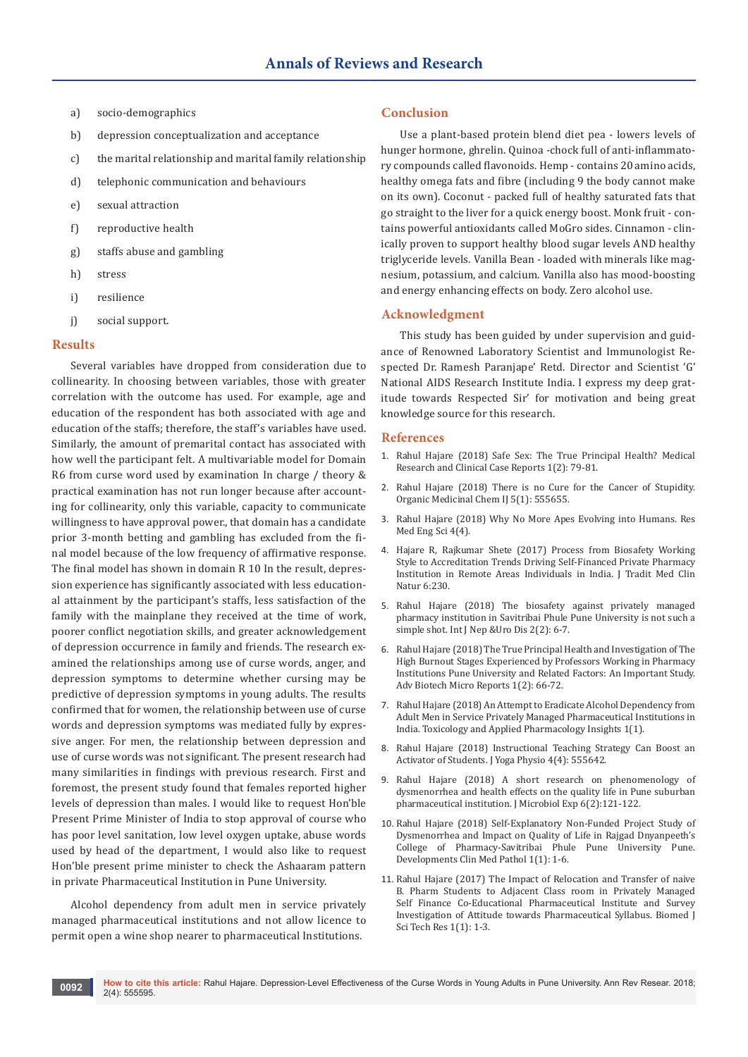a) socio-demographics

b) depression conceptualization and acceptance

c) the marital relationship and marital family relationship

d) telephonic communication and behaviours

e) sexual attraction

f) reproductive health

g) staffs abuse and gambling

h) stress

i) resilience

j) social support.

## Results

Several variables have dropped from consideration due to collinearity. In choosing between variables, those with greater correlation with the outcome has used. For example, age and education of the respondent has both associated with age and education of the staffs; therefore, the staff's variables have used. Similarly, the amount of premarital contact has associated with how well the participant felt. A multivariable model for Domain R6 from curse word used by examination In charge / theory & practical examination has not run longer because after accounting for collinearity, only this variable, capacity to communicate willingness to have approval power., that domain has a candidate prior 3-month betting and gambling has excluded from the final model because of the low frequency of affirmative response. The final model has shown in domain R 10 In the result, depression experience has significantly associated with less educational attainment by the participant's staffs, less satisfaction of the family with the mainplane they received at the time of work, poorer conflict negotiation skills, and greater acknowledgement of depression occurrence in family and friends. The research examined the relationships among use of curse words, anger, and depression symptoms to determine whether cursing may be predictive of depression symptoms in young adults. The results confirmed that for women, the relationship between use of curse words and depression symptoms was mediated fully by expressive anger. For men, the relationship between depression and use of curse words was not significant. The present research had many similarities in findings with previous research. First and foremost, the present study found that females reported higher levels of depression than males. I would like to request Hon'ble Present Prime Minister of India to stop approval of course who has poor level sanitation, low level oxygen uptake, abuse words used by head of the department, I would also like to request Hon'ble present prime minister to check the Ashaaram pattern in private Pharmaceutical Institution in Pune University.

Alcohol dependency from adult men in service privately managed pharmaceutical institutions and not allow licence to permit open a wine shop nearer to pharmaceutical Institutions.

## Conclusion

Use a plant-based protein blend diet pea - lowers levels of hunger hormone, ghrelin. Quinoa -chock full of anti-inflammatory compounds called flavonoids. Hemp - contains 20 amino acids, healthy omega fats and fibre (including 9 the body cannot make on its own). Coconut - packed full of healthy saturated fats that go straight to the liver for a quick energy boost. Monk fruit - contains powerful antioxidants called MoGro sides. Cinnamon - clinically proven to support healthy blood sugar levels AND healthy triglyceride levels. Vanilla Bean - loaded with minerals like magnesium, potassium, and calcium. Vanilla also has mood-boosting and energy enhancing effects on body. Zero alcohol use.

## Acknowledgment

This study has been guided by under supervision and guidance of Renowned Laboratory Scientist and Immunologist Respected Dr. Ramesh Paranjape' Retd. Director and Scientist 'G' National AIDS Research Institute India. I express my deep gratitude towards Respected Sir' for motivation and being great knowledge source for this research.

## References

1. Rahul Hajare (2018) Safe Sex: The True Principal Health? Medical Research and Clinical Case Reports 1(2): 79-81.
2. Rahul Hajare (2018) There is no Cure for the Cancer of Stupidity. Organic Medicinal Chem IJ 5(1): 555655.
3. Rahul Hajare (2018) Why No More Apes Evolving into Humans. Res Med Eng Sci 4(4).
4. Hajare R, Rajkumar Shete (2017) Process from Biosafety Working Style to Accreditation Trends Driving Self-Financed Private Pharmacy Institution in Remote Areas Individuals in India. J Tradit Med Clin Natur 6:230.
5. Rahul Hajare (2018) The biosafety against privately managed pharmacy institution in Savitribai Phule Pune University is not such a simple shot. Int J Nep &Uro Dis 2(2): 6-7.
6. Rahul Hajare (2018) The True Principal Health and Investigation of The High Burnout Stages Experienced by Professors Working in Pharmacy Institutions Pune University and Related Factors: An Important Study. Adv Biotech Micro Reports 1(2): 66-72.
7. Rahul Hajare (2018) An Attempt to Eradicate Alcohol Dependency from Adult Men in Service Privately Managed Pharmaceutical Institutions in India. Toxicology and Applied Pharmacology Insights 1(1).
8. Rahul Hajare (2018) Instructional Teaching Strategy Can Boost an Activator of Students. J Yoga Physio 4(4): 555642.
9. Rahul Hajare (2018) A short research on phenomenology of dysmenorrhea and health effects on the quality life in Pune suburban pharmaceutical institution. J Microbiol Exp 6(2):121-122.
10. Rahul Hajare (2018) Self-Explanatory Non-Funded Project Study of Dysmenorrhea and Impact on Quality of Life in Rajgad Dnyanpeeth's College of Pharmacy-Savitribai Phule Pune University Pune. Developments Clin Med Pathol 1(1): 1-6.
11. Rahul Hajare (2017) The Impact of Relocation and Transfer of naive B. Pharm Students to Adjacent Class room in Privately Managed Self Finance Co-Educational Pharmaceutical Institute and Survey Investigation of Attitude towards Pharmaceutical Syllabus. Biomed J Sci Tech Res 1(1): 1-3.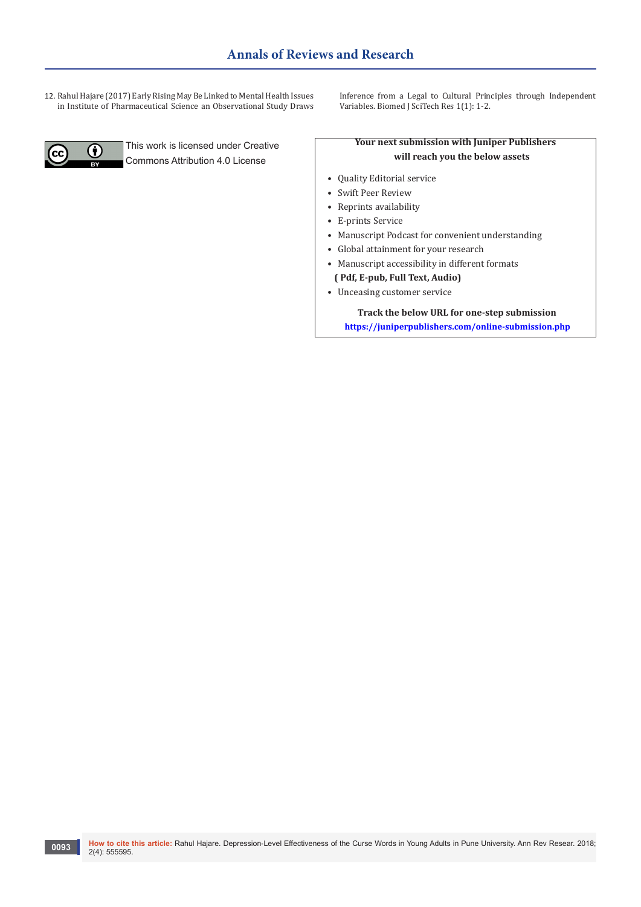12. Rahul Hajare (2017) Early Rising May Be Linked to Mental Health Issues in Institute of Pharmaceutical Science an Observational Study Draws Inference from a Legal to Cultural Principles through Independent Variables. Biomed J SciTech Res 1(1): 1-2.

This work is licensed under Creative Commons Attribution 4.0 License

**Your next submission with Juniper Publishers will reach you the below assets**

- Quality Editorial service
- Swift Peer Review
- Reprints availability
- E-prints Service
- Manuscript Podcast for convenient understanding
- Global attainment for your research
- Manuscript accessibility in different formats
  **( Pdf, E-pub, Full Text, Audio)**
- Unceasing customer service

**Track the below URL for one-step submission**
**https://juniperpublishers.com/online-submission.php**

**How to cite this article:** Rahul Hajare. Depression-Level Effectiveness of the Curse Words in Young Adults in Pune University. Ann Rev Resear. 2018; 2(4): 555595.